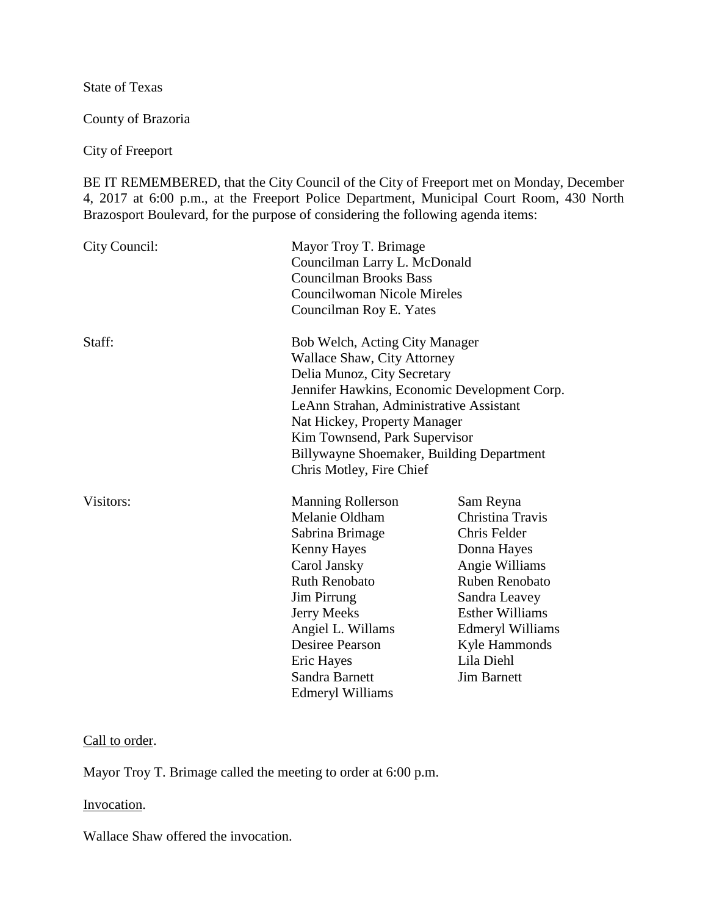State of Texas

County of Brazoria

City of Freeport

BE IT REMEMBERED, that the City Council of the City of Freeport met on Monday, December 4, 2017 at 6:00 p.m., at the Freeport Police Department, Municipal Court Room, 430 North Brazosport Boulevard, for the purpose of considering the following agenda items:

City Council:

Mayor Troy T. Brimage
Councilman Larry L. McDonald
Councilman Brooks Bass
Councilwoman Nicole Mireles
Councilman Roy E. Yates

Staff:

Bob Welch, Acting City Manager
Wallace Shaw, City Attorney
Delia Munoz, City Secretary
Jennifer Hawkins, Economic Development Corp.
LeAnn Strahan, Administrative Assistant
Nat Hickey, Property Manager
Kim Townsend, Park Supervisor
Billywayne Shoemaker, Building Department
Chris Motley, Fire Chief

Visitors:

| | |
|---|---|
| Manning Rollerson | Sam Reyna |
| Melanie Oldham | Christina Travis |
| Sabrina Brimage | Chris Felder |
| Kenny Hayes | Donna Hayes |
| Carol Jansky | Angie Williams |
| Ruth Renobato | Ruben Renobato |
| Jim Pirrung | Sandra Leavey |
| Jerry Meeks | Esther Williams |
| Angiel L. Willams | Edmeryl Williams |
| Desiree Pearson | Kyle Hammonds |
| Eric Hayes | Lila Diehl |
| Sandra Barnett | Jim Barnett |
| Edmeryl Williams | |

Call to order.

Mayor Troy T. Brimage called the meeting to order at 6:00 p.m.

Invocation.

Wallace Shaw offered the invocation.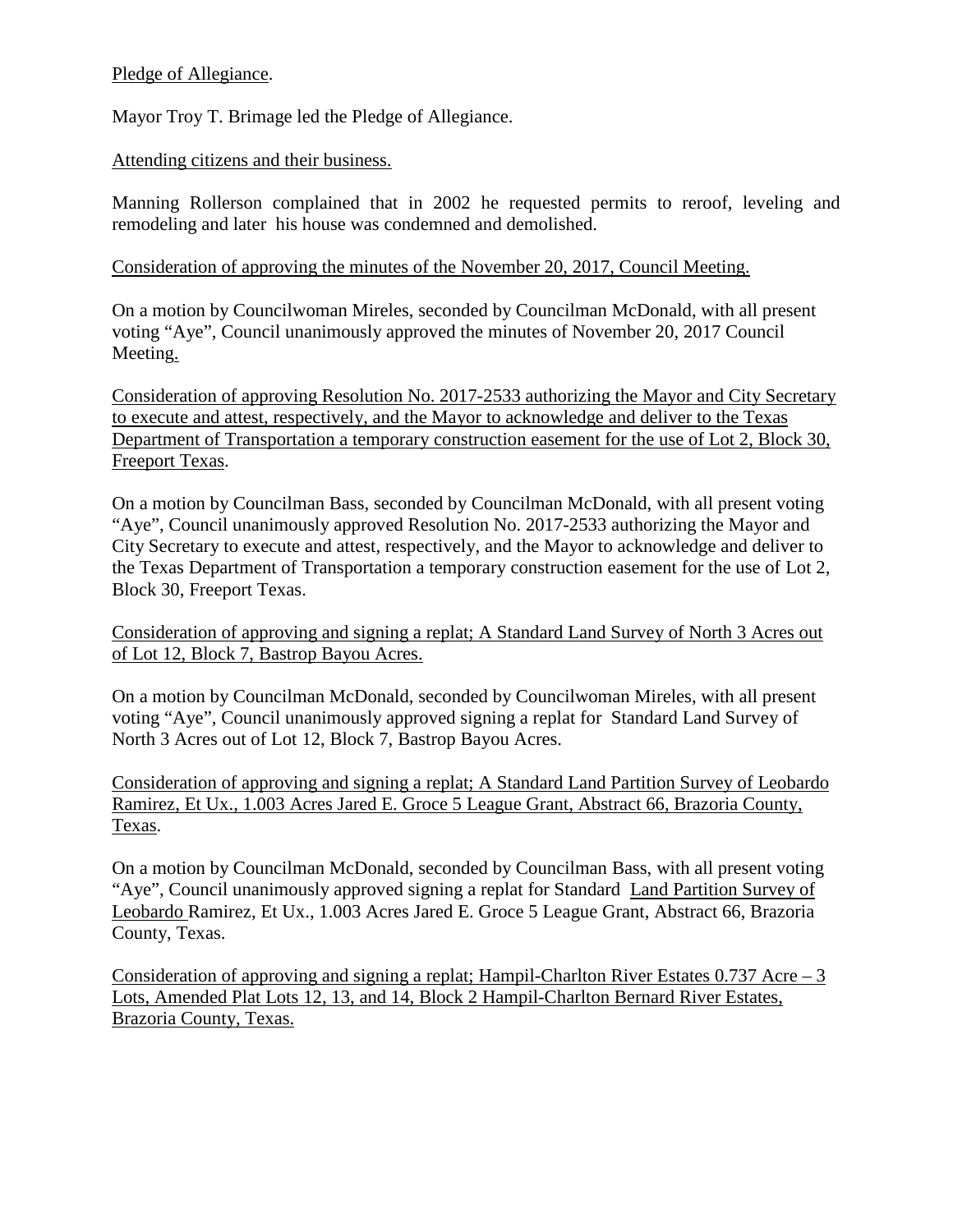Pledge of Allegiance.

Mayor Troy T. Brimage led the Pledge of Allegiance.

Attending citizens and their business.

Manning Rollerson complained that in 2002 he requested permits to reroof, leveling and remodeling and later his house was condemned and demolished.

Consideration of approving the minutes of the November 20, 2017, Council Meeting.

On a motion by Councilwoman Mireles, seconded by Councilman McDonald, with all present voting "Aye", Council unanimously approved the minutes of November 20, 2017 Council Meeting.

Consideration of approving Resolution No. 2017-2533 authorizing the Mayor and City Secretary to execute and attest, respectively, and the Mayor to acknowledge and deliver to the Texas Department of Transportation a temporary construction easement for the use of Lot 2, Block 30, Freeport Texas.

On a motion by Councilman Bass, seconded by Councilman McDonald, with all present voting "Aye", Council unanimously approved Resolution No. 2017-2533 authorizing the Mayor and City Secretary to execute and attest, respectively, and the Mayor to acknowledge and deliver to the Texas Department of Transportation a temporary construction easement for the use of Lot 2, Block 30, Freeport Texas.

Consideration of approving and signing a replat; A Standard Land Survey of North 3 Acres out of Lot 12, Block 7, Bastrop Bayou Acres.

On a motion by Councilman McDonald, seconded by Councilwoman Mireles, with all present voting "Aye", Council unanimously approved signing a replat for Standard Land Survey of North 3 Acres out of Lot 12, Block 7, Bastrop Bayou Acres.

Consideration of approving and signing a replat; A Standard Land Partition Survey of Leobardo Ramirez, Et Ux., 1.003 Acres Jared E. Groce 5 League Grant, Abstract 66, Brazoria County, Texas.

On a motion by Councilman McDonald, seconded by Councilman Bass, with all present voting "Aye", Council unanimously approved signing a replat for Standard Land Partition Survey of Leobardo Ramirez, Et Ux., 1.003 Acres Jared E. Groce 5 League Grant, Abstract 66, Brazoria County, Texas.

Consideration of approving and signing a replat; Hampil-Charlton River Estates 0.737 Acre – 3 Lots, Amended Plat Lots 12, 13, and 14, Block 2 Hampil-Charlton Bernard River Estates, Brazoria County, Texas.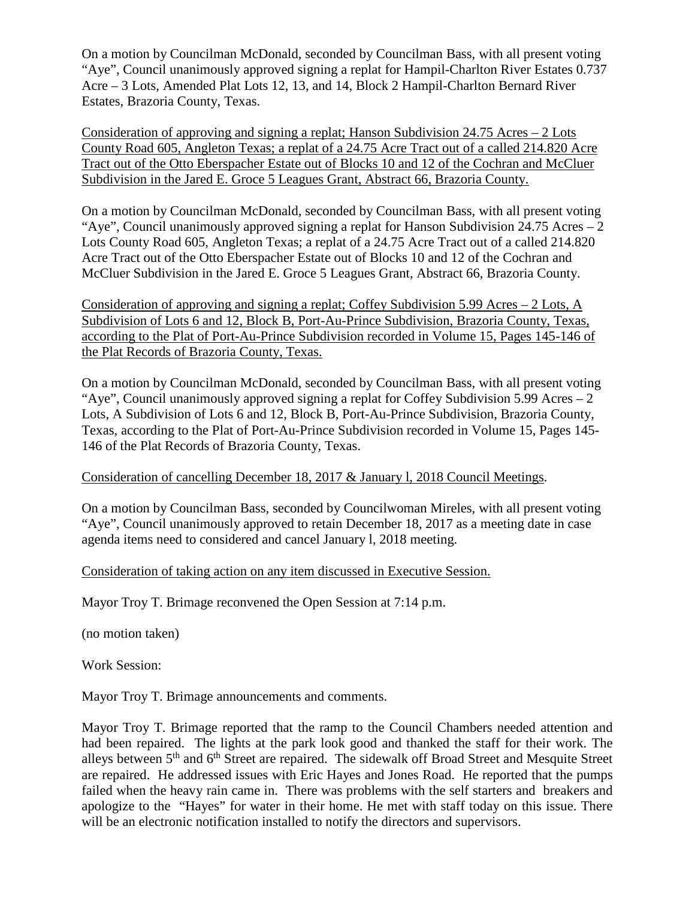On a motion by Councilman McDonald, seconded by Councilman Bass, with all present voting "Aye", Council unanimously approved signing a replat for Hampil-Charlton River Estates 0.737 Acre – 3 Lots, Amended Plat Lots 12, 13, and 14, Block 2 Hampil-Charlton Bernard River Estates, Brazoria County, Texas.

<u>Consideration of approving and signing a replat; Hanson Subdivision 24.75 Acres – 2 Lots County Road 605, Angleton Texas; a replat of a 24.75 Acre Tract out of a called 214.820 Acre Tract out of the Otto Eberspacher Estate out of Blocks 10 and 12 of the Cochran and McCluer Subdivision in the Jared E. Groce 5 Leagues Grant, Abstract 66, Brazoria County.</u>

On a motion by Councilman McDonald, seconded by Councilman Bass, with all present voting "Aye", Council unanimously approved signing a replat for Hanson Subdivision 24.75 Acres – 2 Lots County Road 605, Angleton Texas; a replat of a 24.75 Acre Tract out of a called 214.820 Acre Tract out of the Otto Eberspacher Estate out of Blocks 10 and 12 of the Cochran and McCluer Subdivision in the Jared E. Groce 5 Leagues Grant, Abstract 66, Brazoria County.

<u>Consideration of approving and signing a replat; Coffey Subdivision 5.99 Acres – 2 Lots, A Subdivision of Lots 6 and 12, Block B, Port-Au-Prince Subdivision, Brazoria County, Texas, according to the Plat of Port-Au-Prince Subdivision recorded in Volume 15, Pages 145-146 of the Plat Records of Brazoria County, Texas.</u>

On a motion by Councilman McDonald, seconded by Councilman Bass, with all present voting "Aye", Council unanimously approved signing a replat for Coffey Subdivision 5.99 Acres – 2 Lots, A Subdivision of Lots 6 and 12, Block B, Port-Au-Prince Subdivision, Brazoria County, Texas, according to the Plat of Port-Au-Prince Subdivision recorded in Volume 15, Pages 145-146 of the Plat Records of Brazoria County, Texas.

<u>Consideration of cancelling December 18, 2017 & January l, 2018 Council Meetings</u>.

On a motion by Councilman Bass, seconded by Councilwoman Mireles, with all present voting "Aye", Council unanimously approved to retain December 18, 2017 as a meeting date in case agenda items need to considered and cancel January l, 2018 meeting.

<u>Consideration of taking action on any item discussed in Executive Session.</u>

Mayor Troy T. Brimage reconvened the Open Session at 7:14 p.m.

(no motion taken)

Work Session:

Mayor Troy T. Brimage announcements and comments.

Mayor Troy T. Brimage reported that the ramp to the Council Chambers needed attention and had been repaired. The lights at the park look good and thanked the staff for their work. The alleys between 5th and 6th Street are repaired. The sidewalk off Broad Street and Mesquite Street are repaired. He addressed issues with Eric Hayes and Jones Road. He reported that the pumps failed when the heavy rain came in. There was problems with the self starters and breakers and apologize to the "Hayes" for water in their home. He met with staff today on this issue. There will be an electronic notification installed to notify the directors and supervisors.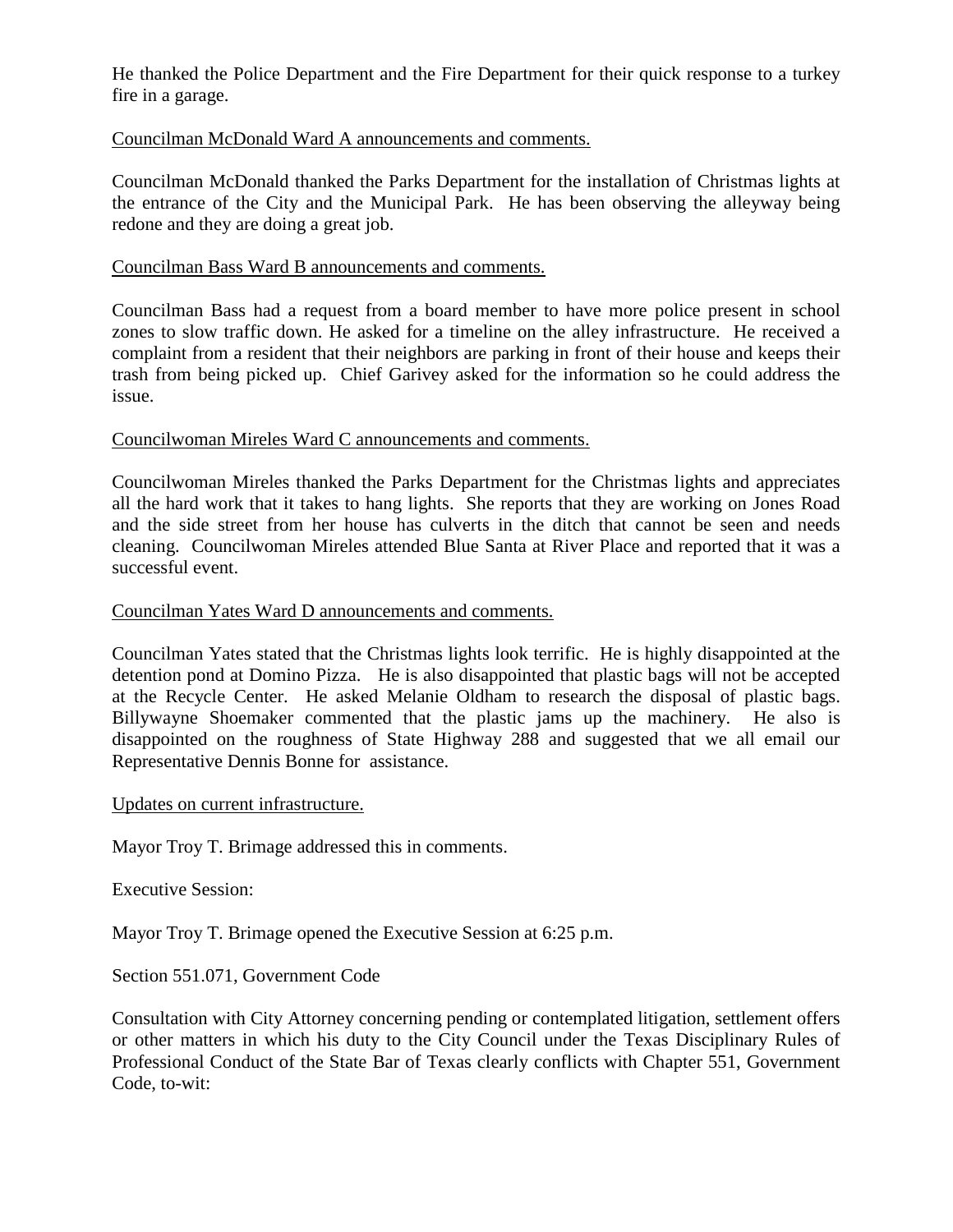He thanked the Police Department and the Fire Department for their quick response to a turkey fire in a garage.

<u>Councilman McDonald Ward A announcements and comments.</u>

Councilman McDonald thanked the Parks Department for the installation of Christmas lights at the entrance of the City and the Municipal Park. He has been observing the alleyway being redone and they are doing a great job.

<u>Councilman Bass Ward B announcements and comments.</u>

Councilman Bass had a request from a board member to have more police present in school zones to slow traffic down. He asked for a timeline on the alley infrastructure. He received a complaint from a resident that their neighbors are parking in front of their house and keeps their trash from being picked up. Chief Garivey asked for the information so he could address the issue.

<u>Councilwoman Mireles Ward C announcements and comments.</u>

Councilwoman Mireles thanked the Parks Department for the Christmas lights and appreciates all the hard work that it takes to hang lights. She reports that they are working on Jones Road and the side street from her house has culverts in the ditch that cannot be seen and needs cleaning. Councilwoman Mireles attended Blue Santa at River Place and reported that it was a successful event.

<u>Councilman Yates Ward D announcements and comments.</u>

Councilman Yates stated that the Christmas lights look terrific. He is highly disappointed at the detention pond at Domino Pizza. He is also disappointed that plastic bags will not be accepted at the Recycle Center. He asked Melanie Oldham to research the disposal of plastic bags. Billywayne Shoemaker commented that the plastic jams up the machinery. He also is disappointed on the roughness of State Highway 288 and suggested that we all email our Representative Dennis Bonne for assistance.

<u>Updates on current infrastructure.</u>

Mayor Troy T. Brimage addressed this in comments.

Executive Session:

Mayor Troy T. Brimage opened the Executive Session at 6:25 p.m.

Section 551.071, Government Code

Consultation with City Attorney concerning pending or contemplated litigation, settlement offers or other matters in which his duty to the City Council under the Texas Disciplinary Rules of Professional Conduct of the State Bar of Texas clearly conflicts with Chapter 551, Government Code, to-wit: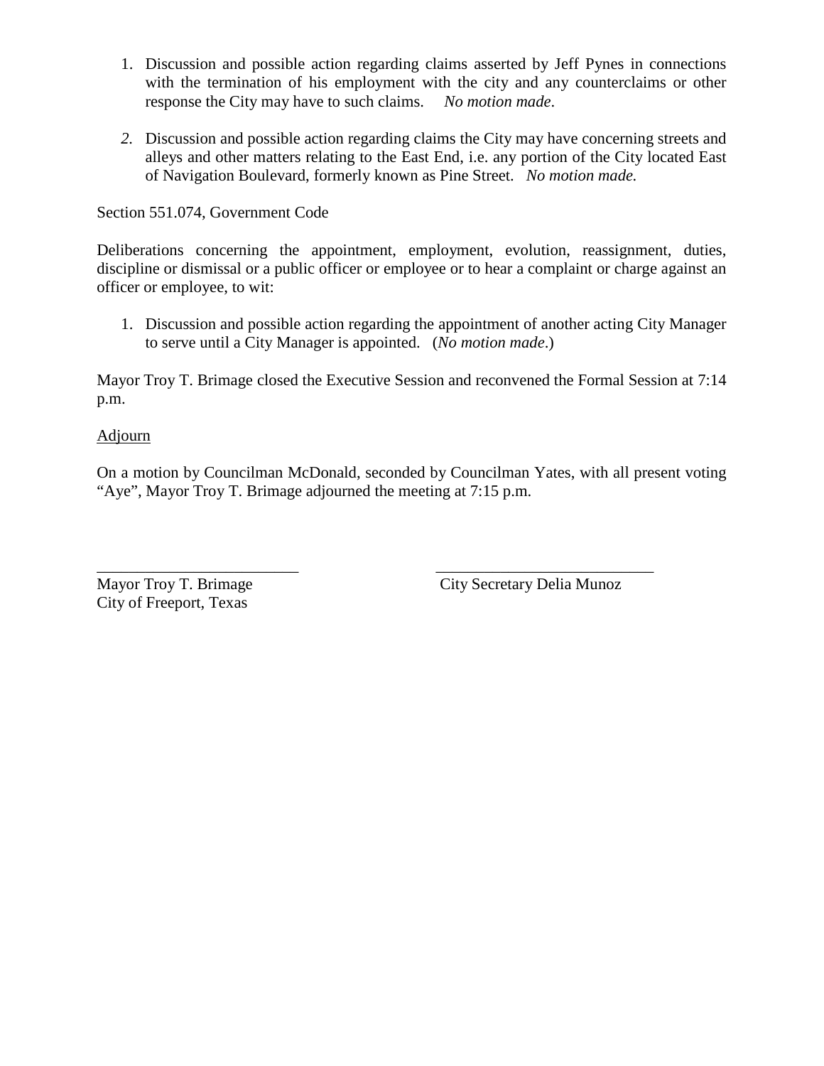1. Discussion and possible action regarding claims asserted by Jeff Pynes in connections with the termination of his employment with the city and any counterclaims or other response the City may have to such claims. *No motion made*.

2. Discussion and possible action regarding claims the City may have concerning streets and alleys and other matters relating to the East End, i.e. any portion of the City located East of Navigation Boulevard, formerly known as Pine Street. *No motion made.*

Section 551.074, Government Code

Deliberations concerning the appointment, employment, evolution, reassignment, duties, discipline or dismissal or a public officer or employee or to hear a complaint or charge against an officer or employee, to wit:

1. Discussion and possible action regarding the appointment of another acting City Manager to serve until a City Manager is appointed. (*No motion made*.)

Mayor Troy T. Brimage closed the Executive Session and reconvened the Formal Session at 7:14 p.m.

<u>Adjourn</u>

On a motion by Councilman McDonald, seconded by Councilman Yates, with all present voting "Aye", Mayor Troy T. Brimage adjourned the meeting at 7:15 p.m.

\_\_\_\_\_\_\_\_\_\_\_\_\_\_\_\_\_\_\_\_\_\_\_\_\_\_
Mayor Troy T. Brimage
City of Freeport, Texas

\_\_\_\_\_\_\_\_\_\_\_\_\_\_\_\_\_\_\_\_\_\_\_\_\_\_\_\_
City Secretary Delia Munoz